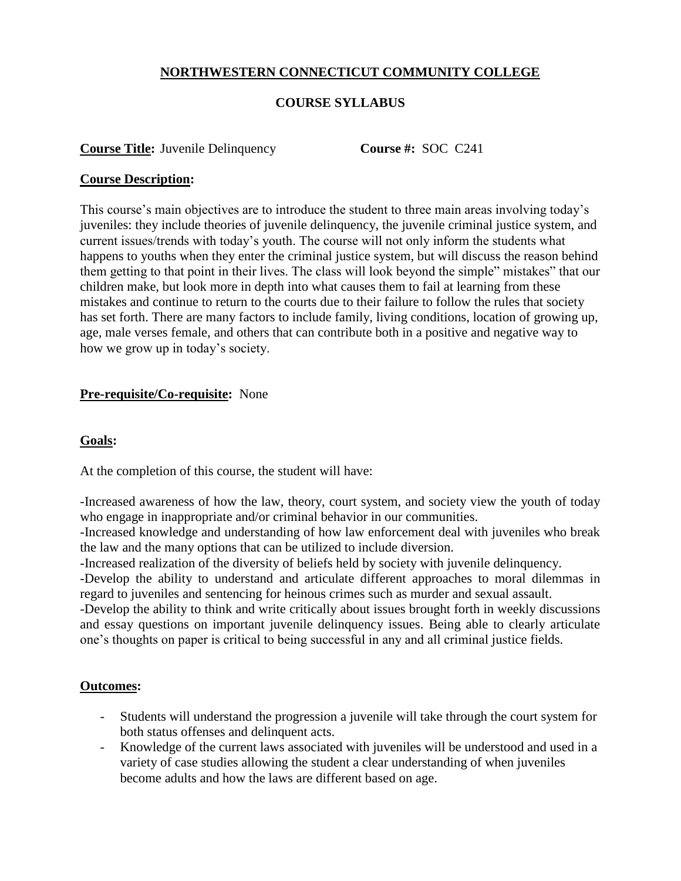**NORTHWESTERN CONNECTICUT COMMUNITY COLLEGE**

**COURSE SYLLABUS**

**Course Title:** Juvenile Delinquency **Course #:** SOC C241

**Course Description:**

This course's main objectives are to introduce the student to three main areas involving today's juveniles: they include theories of juvenile delinquency, the juvenile criminal justice system, and current issues/trends with today's youth. The course will not only inform the students what happens to youths when they enter the criminal justice system, but will discuss the reason behind them getting to that point in their lives. The class will look beyond the simple" mistakes" that our children make, but look more in depth into what causes them to fail at learning from these mistakes and continue to return to the courts due to their failure to follow the rules that society has set forth. There are many factors to include family, living conditions, location of growing up, age, male verses female, and others that can contribute both in a positive and negative way to how we grow up in today's society.

**Pre-requisite/Co-requisite:** None

**Goals:**

At the completion of this course, the student will have:

-Increased awareness of how the law, theory, court system, and society view the youth of today who engage in inappropriate and/or criminal behavior in our communities.
-Increased knowledge and understanding of how law enforcement deal with juveniles who break the law and the many options that can be utilized to include diversion.
-Increased realization of the diversity of beliefs held by society with juvenile delinquency.
-Develop the ability to understand and articulate different approaches to moral dilemmas in regard to juveniles and sentencing for heinous crimes such as murder and sexual assault.
-Develop the ability to think and write critically about issues brought forth in weekly discussions and essay questions on important juvenile delinquency issues. Being able to clearly articulate one's thoughts on paper is critical to being successful in any and all criminal justice fields.

**Outcomes:**

- Students will understand the progression a juvenile will take through the court system for both status offenses and delinquent acts.
- Knowledge of the current laws associated with juveniles will be understood and used in a variety of case studies allowing the student a clear understanding of when juveniles become adults and how the laws are different based on age.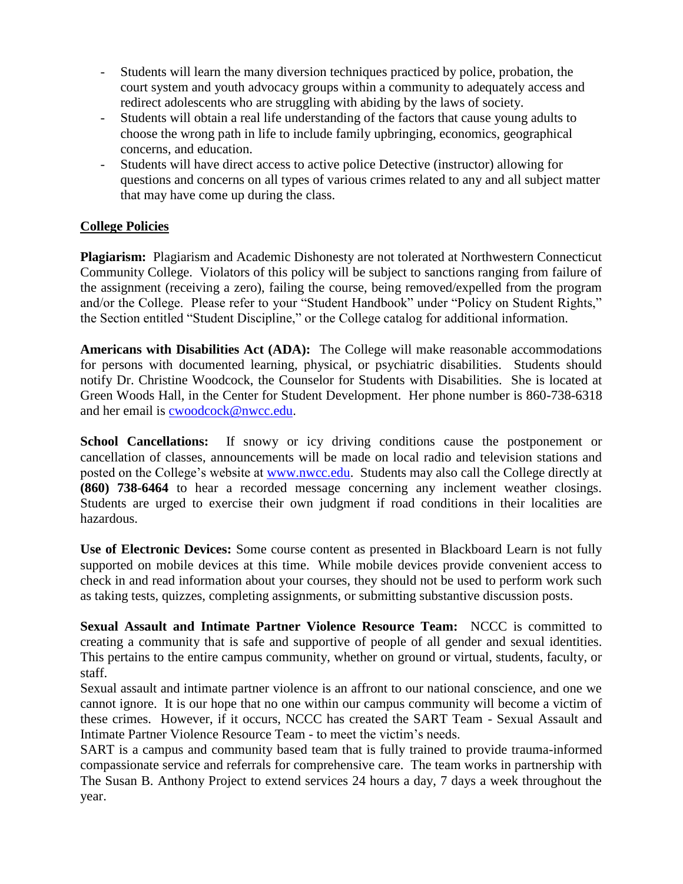- Students will learn the many diversion techniques practiced by police, probation, the court system and youth advocacy groups within a community to adequately access and redirect adolescents who are struggling with abiding by the laws of society.
- Students will obtain a real life understanding of the factors that cause young adults to choose the wrong path in life to include family upbringing, economics, geographical concerns, and education.
- Students will have direct access to active police Detective (instructor) allowing for questions and concerns on all types of various crimes related to any and all subject matter that may have come up during the class.

## College Policies

**Plagiarism:** Plagiarism and Academic Dishonesty are not tolerated at Northwestern Connecticut Community College. Violators of this policy will be subject to sanctions ranging from failure of the assignment (receiving a zero), failing the course, being removed/expelled from the program and/or the College. Please refer to your "Student Handbook" under "Policy on Student Rights," the Section entitled "Student Discipline," or the College catalog for additional information.

**Americans with Disabilities Act (ADA):** The College will make reasonable accommodations for persons with documented learning, physical, or psychiatric disabilities. Students should notify Dr. Christine Woodcock, the Counselor for Students with Disabilities. She is located at Green Woods Hall, in the Center for Student Development. Her phone number is 860-738-6318 and her email is cwoodcock@nwcc.edu.

**School Cancellations:** If snowy or icy driving conditions cause the postponement or cancellation of classes, announcements will be made on local radio and television stations and posted on the College's website at www.nwcc.edu. Students may also call the College directly at **(860) 738-6464** to hear a recorded message concerning any inclement weather closings. Students are urged to exercise their own judgment if road conditions in their localities are hazardous.

**Use of Electronic Devices:** Some course content as presented in Blackboard Learn is not fully supported on mobile devices at this time. While mobile devices provide convenient access to check in and read information about your courses, they should not be used to perform work such as taking tests, quizzes, completing assignments, or submitting substantive discussion posts.

**Sexual Assault and Intimate Partner Violence Resource Team:** NCCC is committed to creating a community that is safe and supportive of people of all gender and sexual identities. This pertains to the entire campus community, whether on ground or virtual, students, faculty, or staff.

Sexual assault and intimate partner violence is an affront to our national conscience, and one we cannot ignore. It is our hope that no one within our campus community will become a victim of these crimes. However, if it occurs, NCCC has created the SART Team - Sexual Assault and Intimate Partner Violence Resource Team - to meet the victim's needs.

SART is a campus and community based team that is fully trained to provide trauma-informed compassionate service and referrals for comprehensive care. The team works in partnership with The Susan B. Anthony Project to extend services 24 hours a day, 7 days a week throughout the year.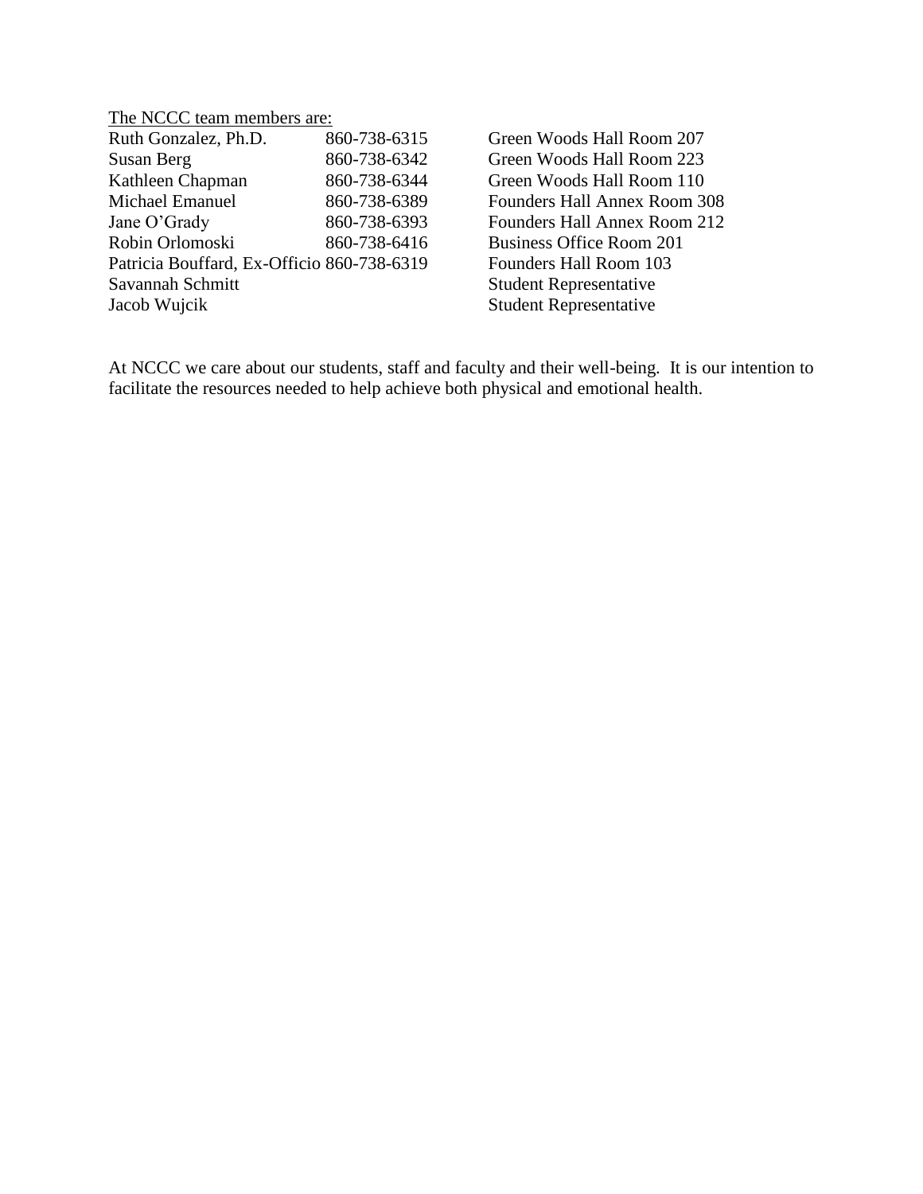<u>The NCCC team members are:</u>

| | | |
|---|---|---|
| Ruth Gonzalez, Ph.D. | 860-738-6315 | Green Woods Hall Room 207 |
| Susan Berg | 860-738-6342 | Green Woods Hall Room 223 |
| Kathleen Chapman | 860-738-6344 | Green Woods Hall Room 110 |
| Michael Emanuel | 860-738-6389 | Founders Hall Annex Room 308 |
| Jane O'Grady | 860-738-6393 | Founders Hall Annex Room 212 |
| Robin Orlomoski | 860-738-6416 | Business Office Room 201 |
| Patricia Bouffard, Ex-Officio | 860-738-6319 | Founders Hall Room 103 |
| Savannah Schmitt | | Student Representative |
| Jacob Wujcik | | Student Representative |

At NCCC we care about our students, staff and faculty and their well-being. It is our intention to facilitate the resources needed to help achieve both physical and emotional health.